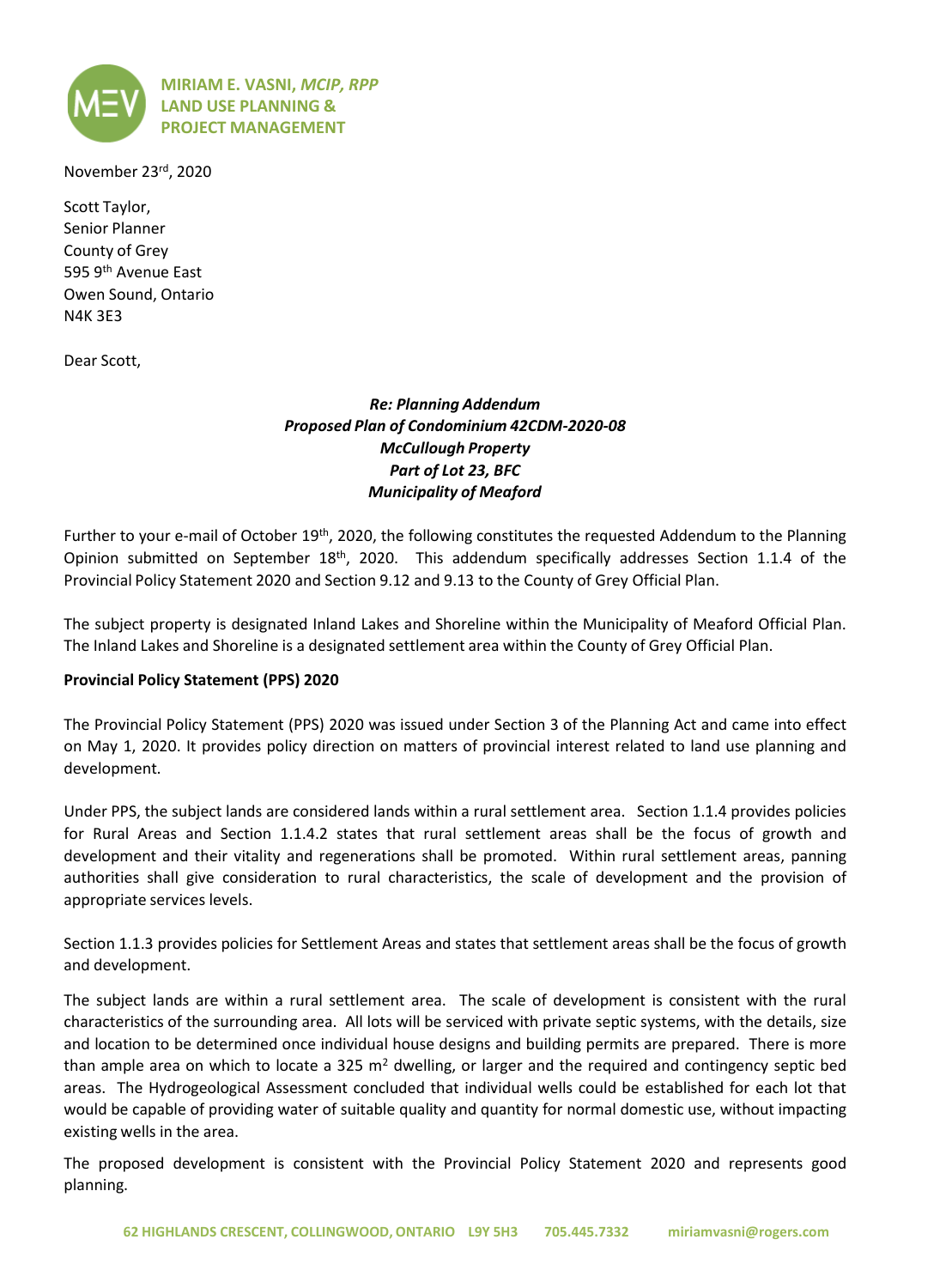**MIRIAM E. VASNI, *MCIP, RPP***
**LAND USE PLANNING &**
**PROJECT MANAGEMENT**

November 23rd, 2020

Scott Taylor,
Senior Planner
County of Grey
595 9th Avenue East
Owen Sound, Ontario
N4K 3E3

Dear Scott,

***Re: Planning Addendum***
***Proposed Plan of Condominium 42CDM-2020-08***
***McCullough Property***
***Part of Lot 23, BFC***
***Municipality of Meaford***

Further to your e-mail of October 19th, 2020, the following constitutes the requested Addendum to the Planning Opinion submitted on September 18th, 2020. This addendum specifically addresses Section 1.1.4 of the Provincial Policy Statement 2020 and Section 9.12 and 9.13 to the County of Grey Official Plan.

The subject property is designated Inland Lakes and Shoreline within the Municipality of Meaford Official Plan. The Inland Lakes and Shoreline is a designated settlement area within the County of Grey Official Plan.

**Provincial Policy Statement (PPS) 2020**

The Provincial Policy Statement (PPS) 2020 was issued under Section 3 of the Planning Act and came into effect on May 1, 2020. It provides policy direction on matters of provincial interest related to land use planning and development.

Under PPS, the subject lands are considered lands within a rural settlement area. Section 1.1.4 provides policies for Rural Areas and Section 1.1.4.2 states that rural settlement areas shall be the focus of growth and development and their vitality and regenerations shall be promoted. Within rural settlement areas, panning authorities shall give consideration to rural characteristics, the scale of development and the provision of appropriate services levels.

Section 1.1.3 provides policies for Settlement Areas and states that settlement areas shall be the focus of growth and development.

The subject lands are within a rural settlement area. The scale of development is consistent with the rural characteristics of the surrounding area. All lots will be serviced with private septic systems, with the details, size and location to be determined once individual house designs and building permits are prepared. There is more than ample area on which to locate a 325 $m^2$ dwelling, or larger and the required and contingency septic bed areas. The Hydrogeological Assessment concluded that individual wells could be established for each lot that would be capable of providing water of suitable quality and quantity for normal domestic use, without impacting existing wells in the area.

The proposed development is consistent with the Provincial Policy Statement 2020 and represents good planning.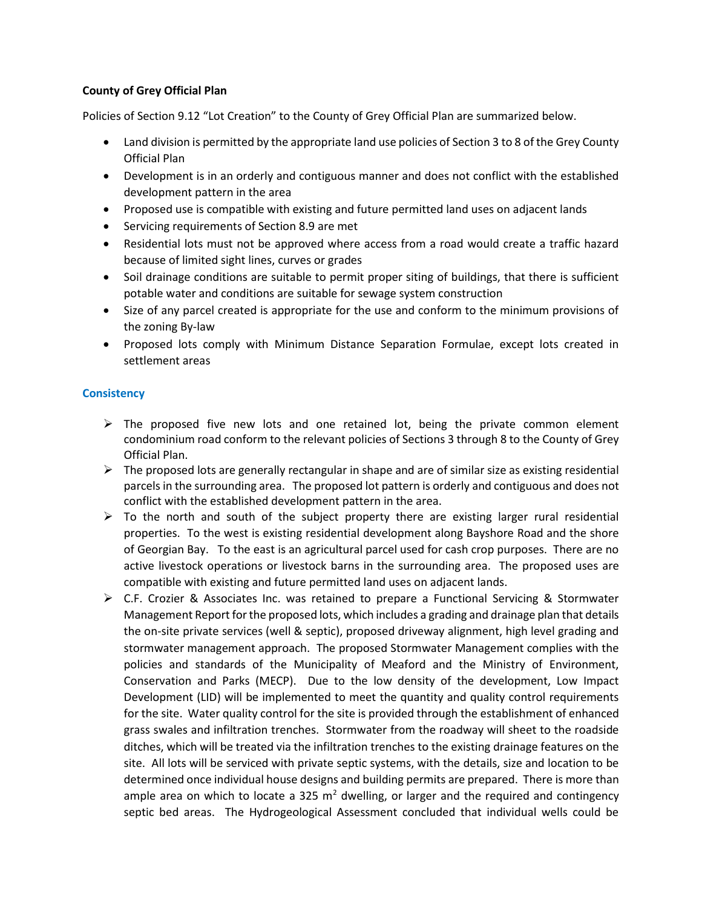**County of Grey Official Plan**

Policies of Section 9.12 "Lot Creation" to the County of Grey Official Plan are summarized below.

- Land division is permitted by the appropriate land use policies of Section 3 to 8 of the Grey County Official Plan
- Development is in an orderly and contiguous manner and does not conflict with the established development pattern in the area
- Proposed use is compatible with existing and future permitted land uses on adjacent lands
- Servicing requirements of Section 8.9 are met
- Residential lots must not be approved where access from a road would create a traffic hazard because of limited sight lines, curves or grades
- Soil drainage conditions are suitable to permit proper siting of buildings, that there is sufficient potable water and conditions are suitable for sewage system construction
- Size of any parcel created is appropriate for the use and conform to the minimum provisions of the zoning By-law
- Proposed lots comply with Minimum Distance Separation Formulae, except lots created in settlement areas

### Consistency

- The proposed five new lots and one retained lot, being the private common element condominium road conform to the relevant policies of Sections 3 through 8 to the County of Grey Official Plan.
- The proposed lots are generally rectangular in shape and are of similar size as existing residential parcels in the surrounding area. The proposed lot pattern is orderly and contiguous and does not conflict with the established development pattern in the area.
- To the north and south of the subject property there are existing larger rural residential properties. To the west is existing residential development along Bayshore Road and the shore of Georgian Bay. To the east is an agricultural parcel used for cash crop purposes. There are no active livestock operations or livestock barns in the surrounding area. The proposed uses are compatible with existing and future permitted land uses on adjacent lands.
- C.F. Crozier & Associates Inc. was retained to prepare a Functional Servicing & Stormwater Management Report for the proposed lots, which includes a grading and drainage plan that details the on-site private services (well & septic), proposed driveway alignment, high level grading and stormwater management approach. The proposed Stormwater Management complies with the policies and standards of the Municipality of Meaford and the Ministry of Environment, Conservation and Parks (MECP). Due to the low density of the development, Low Impact Development (LID) will be implemented to meet the quantity and quality control requirements for the site. Water quality control for the site is provided through the establishment of enhanced grass swales and infiltration trenches. Stormwater from the roadway will sheet to the roadside ditches, which will be treated via the infiltration trenches to the existing drainage features on the site. All lots will be serviced with private septic systems, with the details, size and location to be determined once individual house designs and building permits are prepared. There is more than ample area on which to locate a 325 $m^2$ dwelling, or larger and the required and contingency septic bed areas. The Hydrogeological Assessment concluded that individual wells could be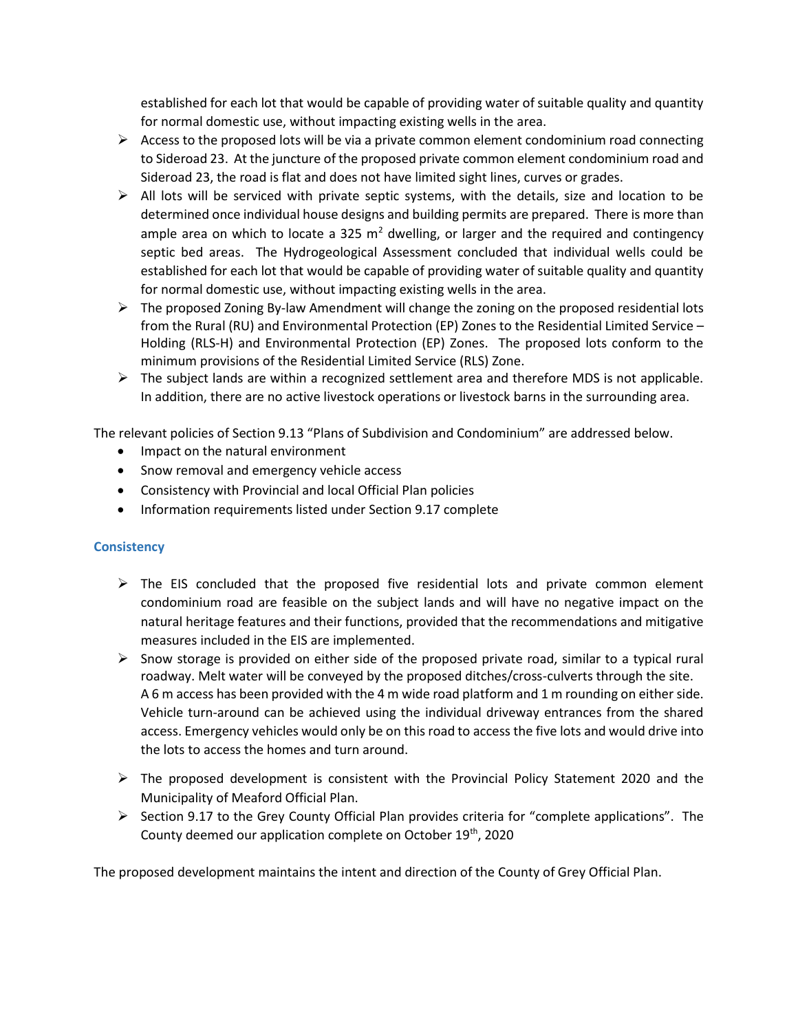established for each lot that would be capable of providing water of suitable quality and quantity for normal domestic use, without impacting existing wells in the area.

- Access to the proposed lots will be via a private common element condominium road connecting to Sideroad 23. At the juncture of the proposed private common element condominium road and Sideroad 23, the road is flat and does not have limited sight lines, curves or grades.
- All lots will be serviced with private septic systems, with the details, size and location to be determined once individual house designs and building permits are prepared. There is more than ample area on which to locate a 325 $m^2$ dwelling, or larger and the required and contingency septic bed areas. The Hydrogeological Assessment concluded that individual wells could be established for each lot that would be capable of providing water of suitable quality and quantity for normal domestic use, without impacting existing wells in the area.
- The proposed Zoning By-law Amendment will change the zoning on the proposed residential lots from the Rural (RU) and Environmental Protection (EP) Zones to the Residential Limited Service – Holding (RLS-H) and Environmental Protection (EP) Zones. The proposed lots conform to the minimum provisions of the Residential Limited Service (RLS) Zone.
- The subject lands are within a recognized settlement area and therefore MDS is not applicable. In addition, there are no active livestock operations or livestock barns in the surrounding area.

The relevant policies of Section 9.13 "Plans of Subdivision and Condominium" are addressed below.

- Impact on the natural environment
- Snow removal and emergency vehicle access
- Consistency with Provincial and local Official Plan policies
- Information requirements listed under Section 9.17 complete

### Consistency

- The EIS concluded that the proposed five residential lots and private common element condominium road are feasible on the subject lands and will have no negative impact on the natural heritage features and their functions, provided that the recommendations and mitigative measures included in the EIS are implemented.
- Snow storage is provided on either side of the proposed private road, similar to a typical rural roadway. Melt water will be conveyed by the proposed ditches/cross-culverts through the site. A 6 m access has been provided with the 4 m wide road platform and 1 m rounding on either side. Vehicle turn-around can be achieved using the individual driveway entrances from the shared access. Emergency vehicles would only be on this road to access the five lots and would drive into the lots to access the homes and turn around.
- The proposed development is consistent with the Provincial Policy Statement 2020 and the Municipality of Meaford Official Plan.
- Section 9.17 to the Grey County Official Plan provides criteria for "complete applications". The County deemed our application complete on October 19th, 2020

The proposed development maintains the intent and direction of the County of Grey Official Plan.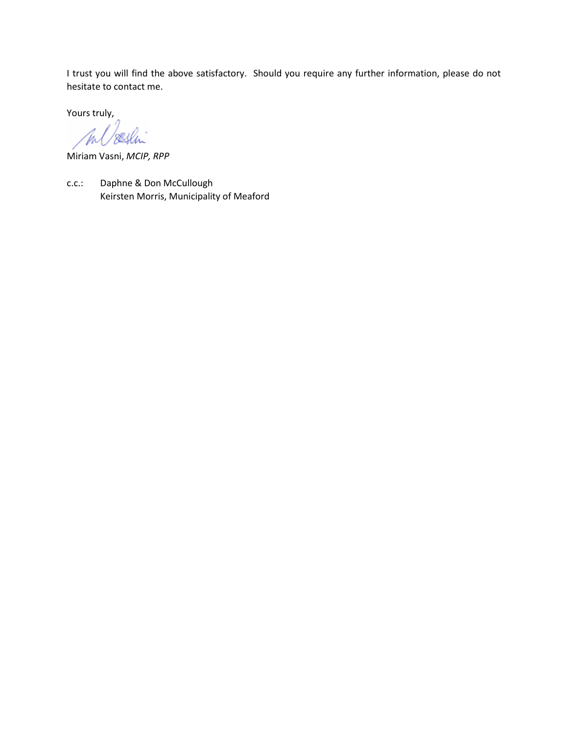I trust you will find the above satisfactory. Should you require any further information, please do not hesitate to contact me.

Yours truly,

Miriam Vasni, *MCIP, RPP*

c.c.: Daphne & Don McCullough
Keirsten Morris, Municipality of Meaford